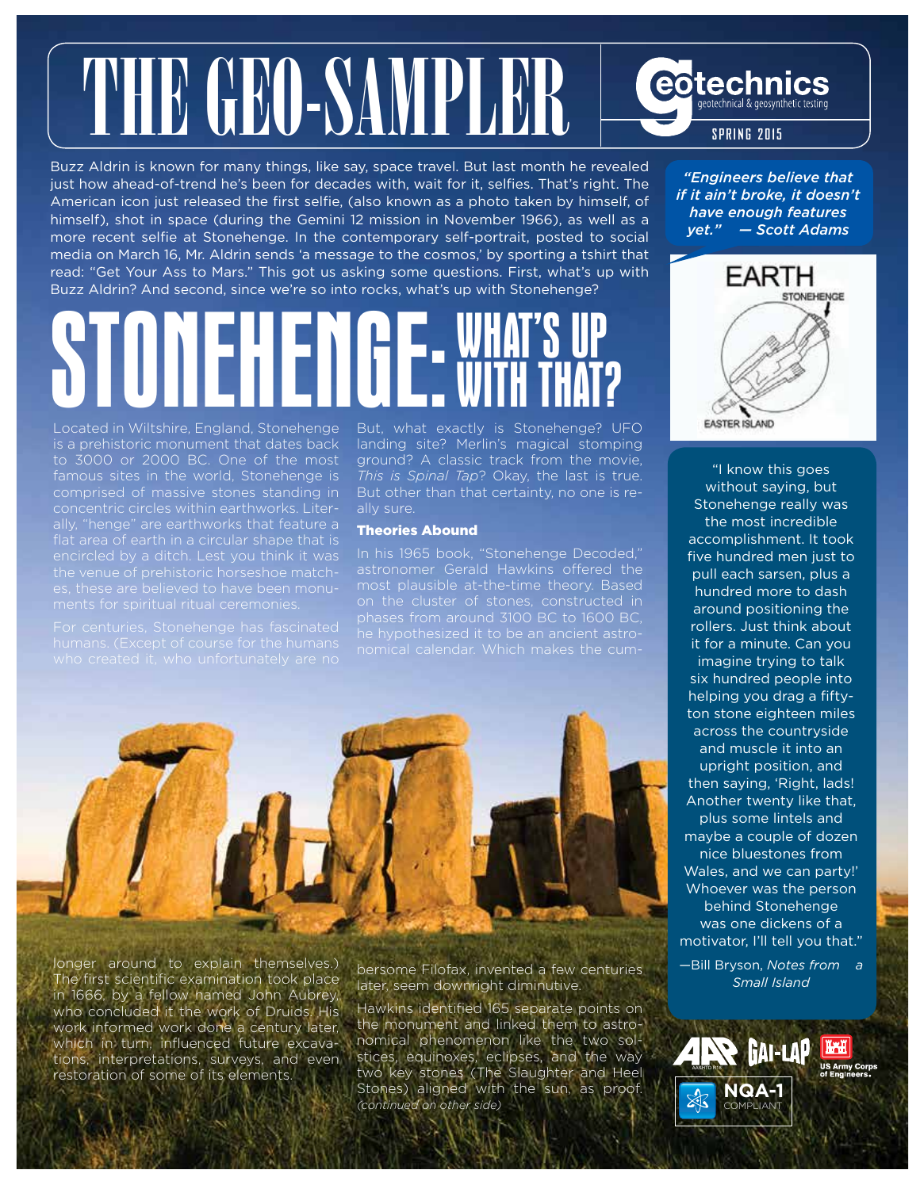# THE GEO-SAMPLER

geotechnics — geotechnical & geosynthetic testing

SPRING 2015

Buzz Aldrin is known for many things, like say, space travel. But last month he revealed just how ahead-of-trend he's been for decades with, wait for it, selfies. That's right. The American icon just released the first selfie, (also known as a photo taken by himself, of himself), shot in space (during the Gemini 12 mission in November 1966), as well as a more recent selfie at Stonehenge. In the contemporary self-portrait, posted to social media on March 16, Mr. Aldrin sends 'a message to the cosmos,' by sporting a tshirt that read: "Get Your Ass to Mars." This got us asking some questions. First, what's up with Buzz Aldrin? And second, since we're so into rocks, what's up with Stonehenge?

*"Engineers believe that if it ain't broke, it doesn't have enough features yet." — Scott Adams*

EARTH

STONEHENGE

EASTER ISLAND

# STONEHENGE: WHAT'S UP WITH THAT?

Located in Wiltshire, England, Stonehenge is a prehistoric monument that dates back to 3000 or 2000 BC. One of the most famous sites in the world, Stonehenge is comprised of massive stones standing in concentric circles within earthworks. Literally, "henge" are earthworks that feature a flat area of earth in a circular shape that is encircled by a ditch. Lest you think it was the venue of prehistoric horseshoe matches, these are believed to have been monuments for spiritual ritual ceremonies.

For centuries, Stonehenge has fascinated humans. (Except of course for the humans who created it, who unfortunately are no longer around to explain themselves.) The first scientific examination took place in 1666, by a fellow named John Aubrey, who concluded it the work of Druids. His work informed work done a century later, which in turn, influenced future excavations, interpretations, surveys, and even restoration of some of its elements.

But, what exactly is Stonehenge? UFO landing site? Merlin's magical stomping ground? A classic track from the movie, *This is Spinal Tap*? Okay, the last is true. But other than that certainty, no one is really sure.

## Theories Abound

In his 1965 book, "Stonehenge Decoded," astronomer Gerald Hawkins offered the most plausible at-the-time theory. Based on the cluster of stones, constructed in phases from around 3100 BC to 1600 BC, he hypothesized it to be an ancient astronomical calendar. Which makes the cumbersome Filofax, invented a few centuries later, seem downright diminutive.

Hawkins identified 165 separate points on the monument and linked them to astronomical phenomenon like the two solstices, equinoxes, eclipses, and the way two key stones (The Slaughter and Heel Stones) aligned with the sun, as proof. *(continued on other side)*

"I know this goes without saying, but Stonehenge really was the most incredible accomplishment. It took five hundred men just to pull each sarsen, plus a hundred more to dash around positioning the rollers. Just think about it for a minute. Can you imagine trying to talk six hundred people into helping you drag a fifty-ton stone eighteen miles across the countryside and muscle it into an upright position, and then saying, 'Right, lads! Another twenty like that, plus some lintels and maybe a couple of dozen nice bluestones from Wales, and we can party!' Whoever was the person behind Stonehenge was one dickens of a motivator, I'll tell you that."

—Bill Bryson, *Notes from a Small Island*

AAP GAI-LAP US Army Corps of Engineers NQA-1 COMPLIANT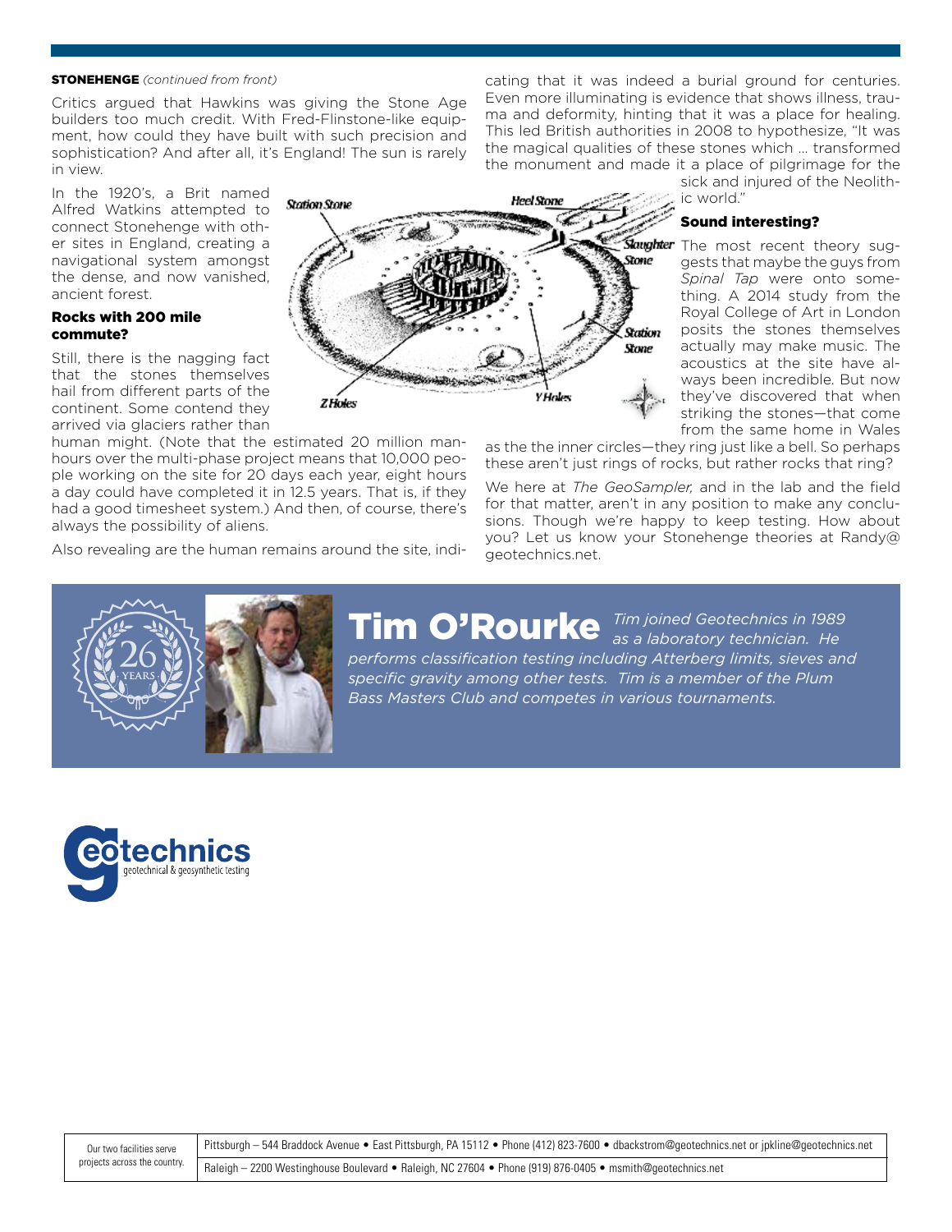**STONEHENGE** *(continued from front)*

Critics argued that Hawkins was giving the Stone Age builders too much credit. With Fred-Flinstone-like equipment, how could they have built with such precision and sophistication? And after all, it's England! The sun is rarely in view.

In the 1920's, a Brit named Alfred Watkins attempted to connect Stonehenge with other sites in England, creating a navigational system amongst the dense, and now vanished, ancient forest.

### Rocks with 200 mile commute?

Still, there is the nagging fact that the stones themselves hail from different parts of the continent. Some contend they arrived via glaciers rather than human might. (Note that the estimated 20 million man-hours over the multi-phase project means that 10,000 people working on the site for 20 days each year, eight hours a day could have completed it in 12.5 years. That is, if they had a good timesheet system.) And then, of course, there's always the possibility of aliens.

Also revealing are the human remains around the site, indicating that it was indeed a burial ground for centuries. Even more illuminating is evidence that shows illness, trauma and deformity, hinting that it was a place for healing. This led British authorities in 2008 to hypothesize, "It was the magical qualities of these stones which … transformed the monument and made it a place of pilgrimage for the sick and injured of the Neolithic world."

Station Stone
Heel Stone
Slaughter Stone
Station Stone
Z Holes
Y Holes

### Sound interesting?

The most recent theory suggests that maybe the guys from *Spinal Tap* were onto something. A 2014 study from the Royal College of Art in London posits the stones themselves actually may make music. The acoustics at the site have always been incredible. But now they've discovered that when striking the stones—that come from the same home in Wales as the the inner circles—they ring just like a bell. So perhaps these aren't just rings of rocks, but rather rocks that ring?

We here at *The GeoSampler,* and in the lab and the field for that matter, aren't in any position to make any conclusions. Though we're happy to keep testing. How about you? Let us know your Stonehenge theories at Randy@geotechnics.net.

26 YEARS

## Tim O'Rourke

*Tim joined Geotechnics in 1989 as a laboratory technician. He performs classification testing including Atterberg limits, sieves and specific gravity among other tests. Tim is a member of the Plum Bass Masters Club and competes in various tournaments.*

geotechnics
geotechnical & geosynthetic testing

| | |
|---|---|
| Our two facilities serve projects across the country. | Pittsburgh – 544 Braddock Avenue • East Pittsburgh, PA 15112 • Phone (412) 823-7600 • dbackstrom@geotechnics.net or jpkline@geotechnics.net |
| | Raleigh – 2200 Westinghouse Boulevard • Raleigh, NC 27604 • Phone (919) 876-0405 • msmith@geotechnics.net |